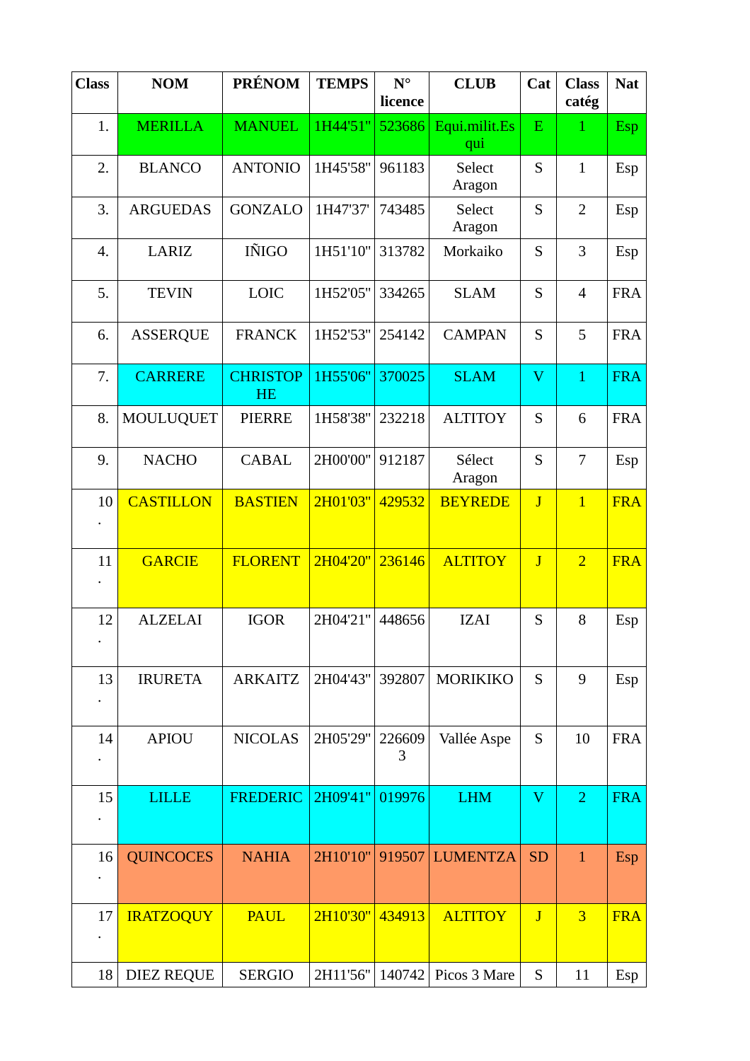| Class | NOM | PRÉNOM | TEMPS | N° licence | CLUB | Cat | Class catég | Nat |
|---|---|---|---|---|---|---|---|---|
| 1. | MERILLA | MANUEL | 1H44'51" | 523686 | Equi.milit.Esqui | E | 1 | Esp |
| 2. | BLANCO | ANTONIO | 1H45'58" | 961183 | Select Aragon | S | 1 | Esp |
| 3. | ARGUEDAS | GONZALO | 1H47'37' | 743485 | Select Aragon | S | 2 | Esp |
| 4. | LARIZ | IÑIGO | 1H51'10" | 313782 | Morkaiko | S | 3 | Esp |
| 5. | TEVIN | LOIC | 1H52'05" | 334265 | SLAM | S | 4 | FRA |
| 6. | ASSERQUE | FRANCK | 1H52'53" | 254142 | CAMPAN | S | 5 | FRA |
| 7. | CARRERE | CHRISTOPHE | 1H55'06" | 370025 | SLAM | V | 1 | FRA |
| 8. | MOULUQUET | PIERRE | 1H58'38" | 232218 | ALTITOY | S | 6 | FRA |
| 9. | NACHO | CABAL | 2H00'00" | 912187 | Sélect Aragon | S | 7 | Esp |
| 10. | CASTILLON | BASTIEN | 2H01'03" | 429532 | BEYREDE | J | 1 | FRA |
| 11. | GARCIE | FLORENT | 2H04'20" | 236146 | ALTITOY | J | 2 | FRA |
| 12. | ALZELAI | IGOR | 2H04'21" | 448656 | IZAI | S | 8 | Esp |
| 13. | IRURETA | ARKAITZ | 2H04'43" | 392807 | MORIKIKO | S | 9 | Esp |
| 14. | APIOU | NICOLAS | 2H05'29" | 2266093 | Vallée Aspe | S | 10 | FRA |
| 15. | LILLE | FREDERIC | 2H09'41" | 019976 | LHM | V | 2 | FRA |
| 16. | QUINCOCES | NAHIA | 2H10'10" | 919507 | LUMENTZA | SD | 1 | Esp |
| 17. | IRATZOQUY | PAUL | 2H10'30" | 434913 | ALTITOY | J | 3 | FRA |
| 18 | DIEZ REQUE | SERGIO | 2H11'56" | 140742 | Picos 3 Mare | S | 11 | Esp |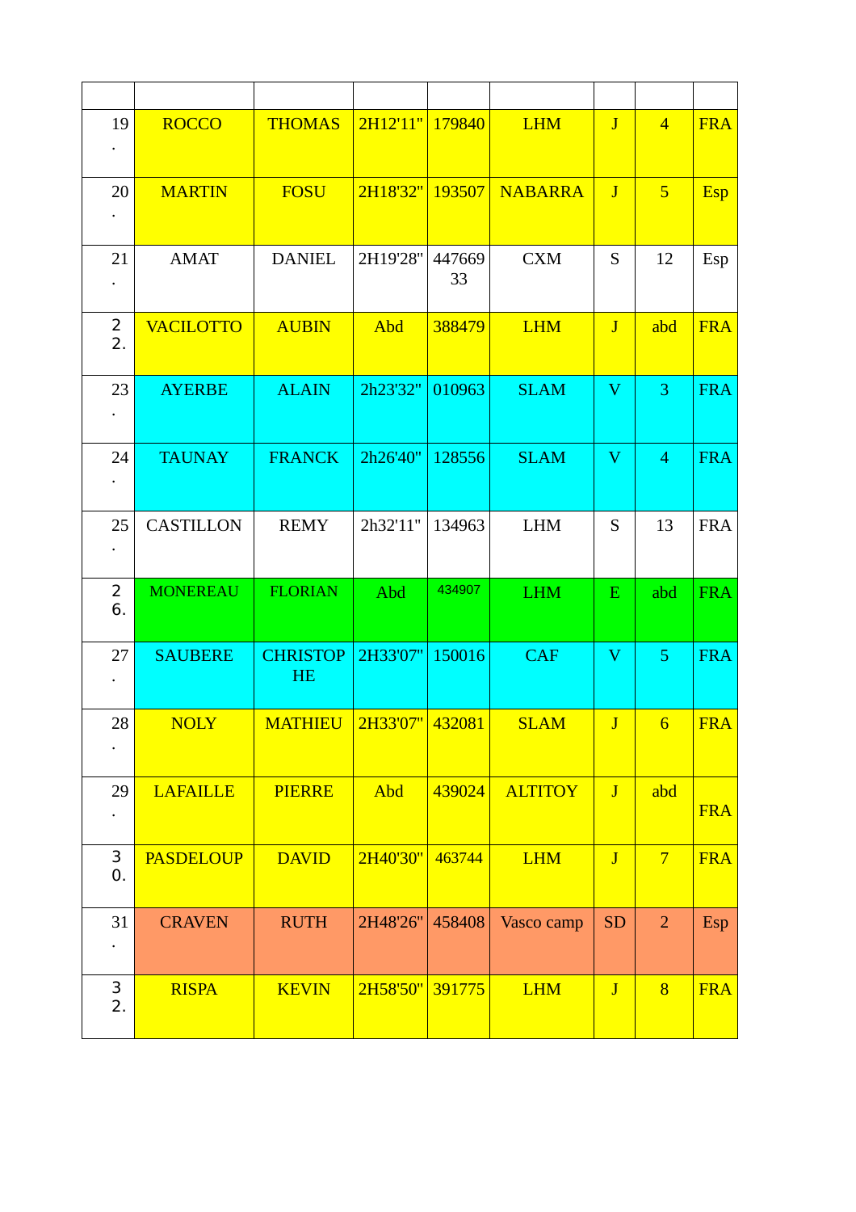| | | | | | | | | |
|---|---|---|---|---|---|---|---|---|
| 19. | ROCCO | THOMAS | 2H12'11" | 179840 | LHM | J | 4 | FRA |
| 20. | MARTIN | FOSU | 2H18'32" | 193507 | NABARRA | J | 5 | Esp |
| 21. | AMAT | DANIEL | 2H19'28" | 44766933 | CXM | S | 12 | Esp |
| 22. | VACILOTTO | AUBIN | Abd | 388479 | LHM | J | abd | FRA |
| 23. | AYERBE | ALAIN | 2h23'32" | 010963 | SLAM | V | 3 | FRA |
| 24. | TAUNAY | FRANCK | 2h26'40" | 128556 | SLAM | V | 4 | FRA |
| 25. | CASTILLON | REMY | 2h32'11" | 134963 | LHM | S | 13 | FRA |
| 26. | MONEREAU | FLORIAN | Abd | 434907 | LHM | E | abd | FRA |
| 27. | SAUBERE | CHRISTOPHE | 2H33'07" | 150016 | CAF | V | 5 | FRA |
| 28. | NOLY | MATHIEU | 2H33'07" | 432081 | SLAM | J | 6 | FRA |
| 29. | LAFAILLE | PIERRE | Abd | 439024 | ALTITOY | J | abd | FRA |
| 30. | PASDELOUP | DAVID | 2H40'30" | 463744 | LHM | J | 7 | FRA |
| 31. | CRAVEN | RUTH | 2H48'26" | 458408 | Vasco camp | SD | 2 | Esp |
| 32. | RISPA | KEVIN | 2H58'50" | 391775 | LHM | J | 8 | FRA |